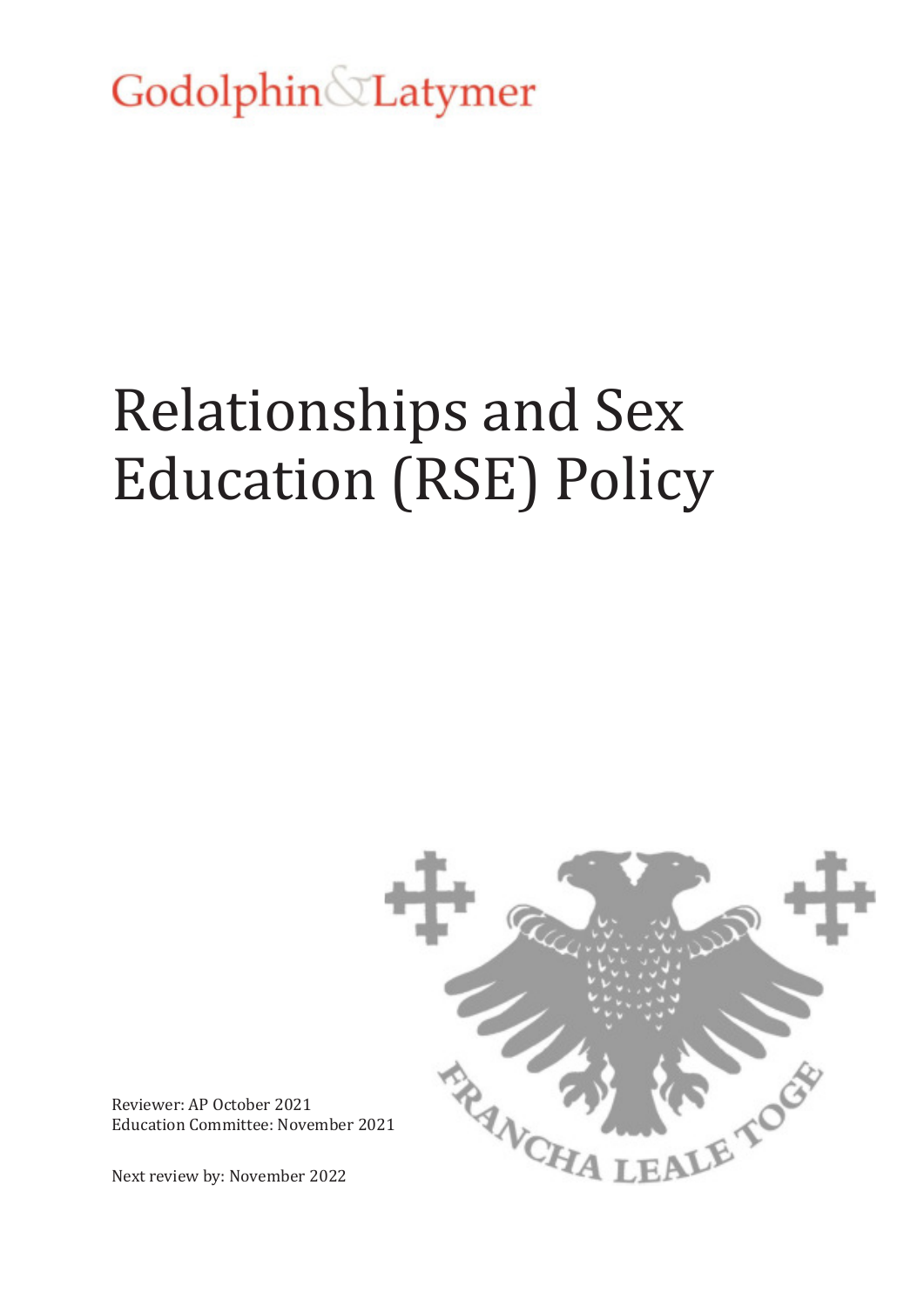Godolphin & Latymer

# Relationships and Sex Education (RSE) Policy

Reviewer: AP October 2021
Education Committee: November 2021

Next review by: November 2022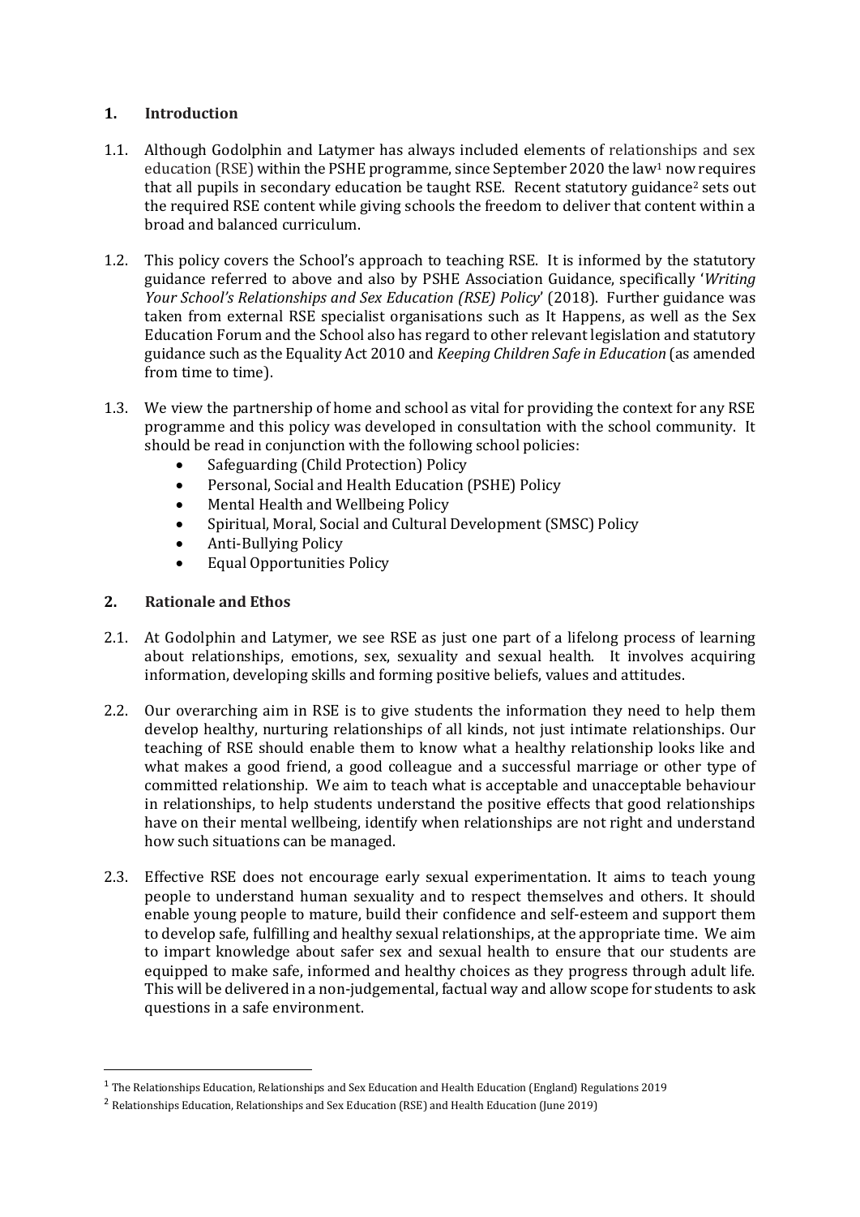## 1. Introduction

1.1. Although Godolphin and Latymer has always included elements of relationships and sex education (RSE) within the PSHE programme, since September 2020 the law[1] now requires that all pupils in secondary education be taught RSE. Recent statutory guidance[2] sets out the required RSE content while giving schools the freedom to deliver that content within a broad and balanced curriculum.

1.2. This policy covers the School's approach to teaching RSE. It is informed by the statutory guidance referred to above and also by PSHE Association Guidance, specifically '*Writing Your School's Relationships and Sex Education (RSE) Policy*' (2018). Further guidance was taken from external RSE specialist organisations such as It Happens, as well as the Sex Education Forum and the School also has regard to other relevant legislation and statutory guidance such as the Equality Act 2010 and *Keeping Children Safe in Education* (as amended from time to time).

1.3. We view the partnership of home and school as vital for providing the context for any RSE programme and this policy was developed in consultation with the school community. It should be read in conjunction with the following school policies:

- Safeguarding (Child Protection) Policy
- Personal, Social and Health Education (PSHE) Policy
- Mental Health and Wellbeing Policy
- Spiritual, Moral, Social and Cultural Development (SMSC) Policy
- Anti-Bullying Policy
- Equal Opportunities Policy

## 2. Rationale and Ethos

2.1. At Godolphin and Latymer, we see RSE as just one part of a lifelong process of learning about relationships, emotions, sex, sexuality and sexual health. It involves acquiring information, developing skills and forming positive beliefs, values and attitudes.

2.2. Our overarching aim in RSE is to give students the information they need to help them develop healthy, nurturing relationships of all kinds, not just intimate relationships. Our teaching of RSE should enable them to know what a healthy relationship looks like and what makes a good friend, a good colleague and a successful marriage or other type of committed relationship. We aim to teach what is acceptable and unacceptable behaviour in relationships, to help students understand the positive effects that good relationships have on their mental wellbeing, identify when relationships are not right and understand how such situations can be managed.

2.3. Effective RSE does not encourage early sexual experimentation. It aims to teach young people to understand human sexuality and to respect themselves and others. It should enable young people to mature, build their confidence and self-esteem and support them to develop safe, fulfilling and healthy sexual relationships, at the appropriate time. We aim to impart knowledge about safer sex and sexual health to ensure that our students are equipped to make safe, informed and healthy choices as they progress through adult life. This will be delivered in a non-judgemental, factual way and allow scope for students to ask questions in a safe environment.

---

[1] The Relationships Education, Relationships and Sex Education and Health Education (England) Regulations 2019

[2] Relationships Education, Relationships and Sex Education (RSE) and Health Education (June 2019)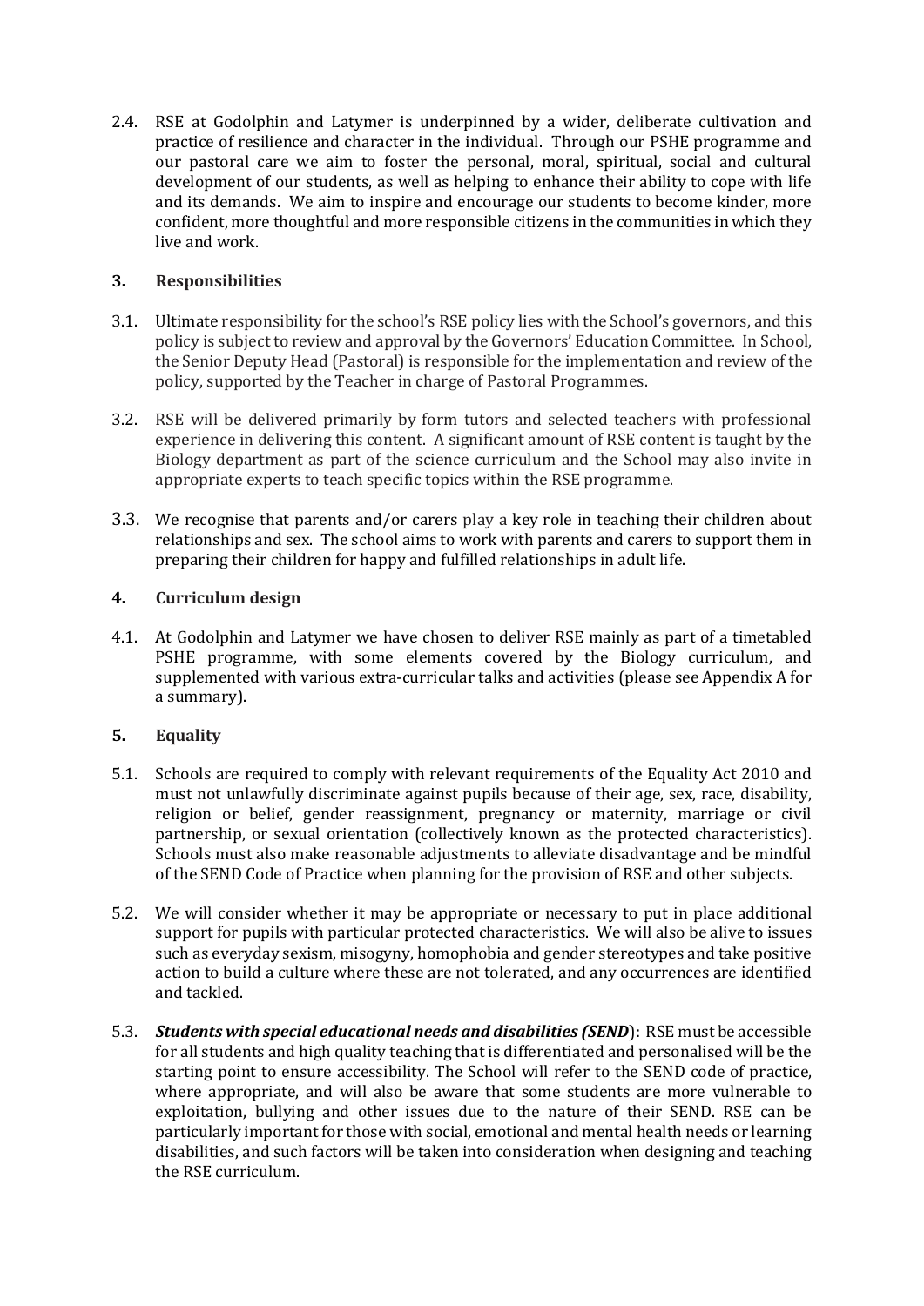2.4. RSE at Godolphin and Latymer is underpinned by a wider, deliberate cultivation and practice of resilience and character in the individual. Through our PSHE programme and our pastoral care we aim to foster the personal, moral, spiritual, social and cultural development of our students, as well as helping to enhance their ability to cope with life and its demands. We aim to inspire and encourage our students to become kinder, more confident, more thoughtful and more responsible citizens in the communities in which they live and work.

## 3. Responsibilities

3.1. Ultimate responsibility for the school's RSE policy lies with the School's governors, and this policy is subject to review and approval by the Governors' Education Committee. In School, the Senior Deputy Head (Pastoral) is responsible for the implementation and review of the policy, supported by the Teacher in charge of Pastoral Programmes.

3.2. RSE will be delivered primarily by form tutors and selected teachers with professional experience in delivering this content. A significant amount of RSE content is taught by the Biology department as part of the science curriculum and the School may also invite in appropriate experts to teach specific topics within the RSE programme.

3.3. We recognise that parents and/or carers play a key role in teaching their children about relationships and sex. The school aims to work with parents and carers to support them in preparing their children for happy and fulfilled relationships in adult life.

## 4. Curriculum design

4.1. At Godolphin and Latymer we have chosen to deliver RSE mainly as part of a timetabled PSHE programme, with some elements covered by the Biology curriculum, and supplemented with various extra-curricular talks and activities (please see Appendix A for a summary).

## 5. Equality

5.1. Schools are required to comply with relevant requirements of the Equality Act 2010 and must not unlawfully discriminate against pupils because of their age, sex, race, disability, religion or belief, gender reassignment, pregnancy or maternity, marriage or civil partnership, or sexual orientation (collectively known as the protected characteristics). Schools must also make reasonable adjustments to alleviate disadvantage and be mindful of the SEND Code of Practice when planning for the provision of RSE and other subjects.

5.2. We will consider whether it may be appropriate or necessary to put in place additional support for pupils with particular protected characteristics. We will also be alive to issues such as everyday sexism, misogyny, homophobia and gender stereotypes and take positive action to build a culture where these are not tolerated, and any occurrences are identified and tackled.

5.3. ***Students with special educational needs and disabilities (SEND)***: RSE must be accessible for all students and high quality teaching that is differentiated and personalised will be the starting point to ensure accessibility. The School will refer to the SEND code of practice, where appropriate, and will also be aware that some students are more vulnerable to exploitation, bullying and other issues due to the nature of their SEND. RSE can be particularly important for those with social, emotional and mental health needs or learning disabilities, and such factors will be taken into consideration when designing and teaching the RSE curriculum.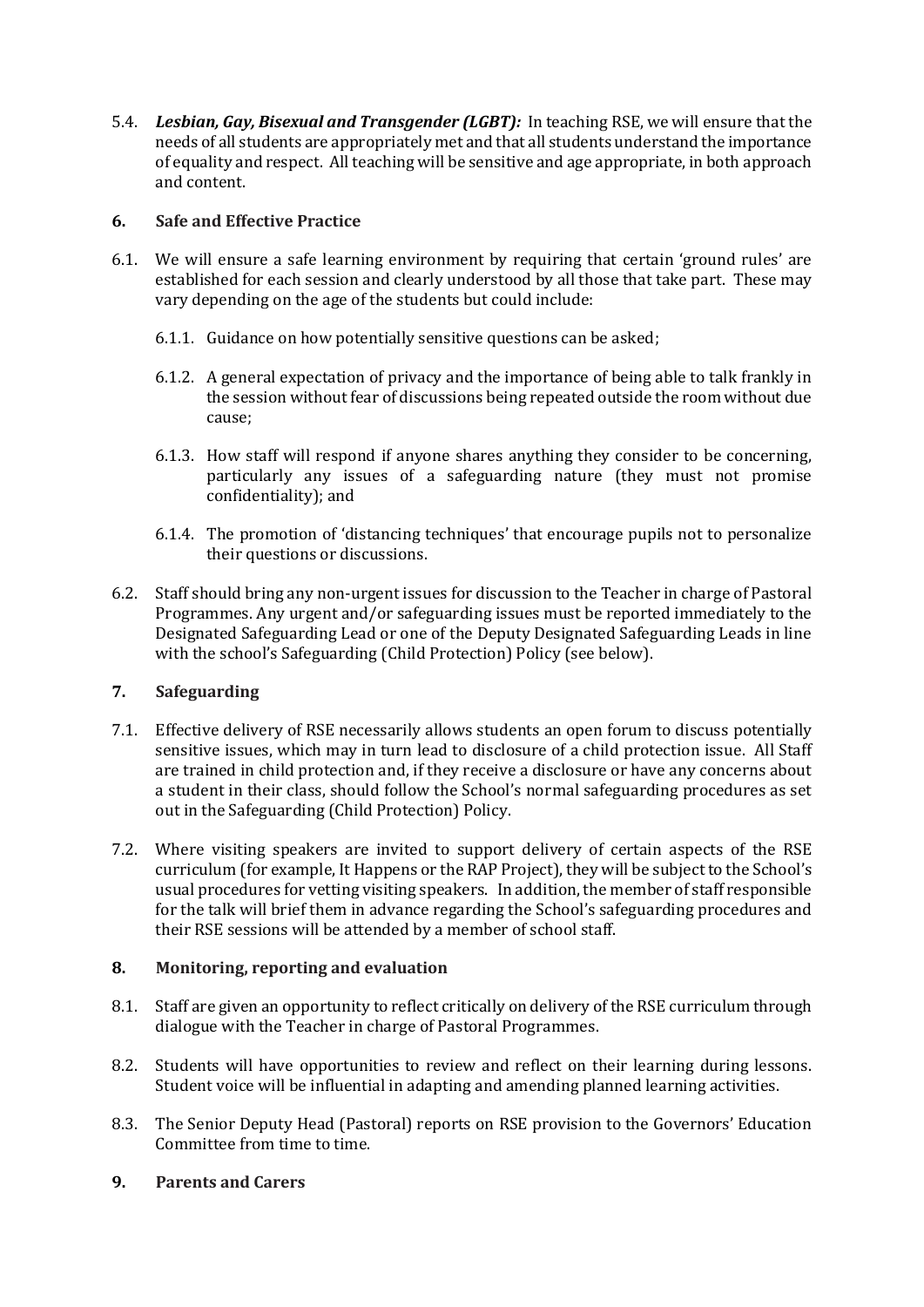5.4. ***Lesbian, Gay, Bisexual and Transgender (LGBT):*** In teaching RSE, we will ensure that the needs of all students are appropriately met and that all students understand the importance of equality and respect. All teaching will be sensitive and age appropriate, in both approach and content.

## 6. Safe and Effective Practice

6.1. We will ensure a safe learning environment by requiring that certain 'ground rules' are established for each session and clearly understood by all those that take part. These may vary depending on the age of the students but could include:

6.1.1. Guidance on how potentially sensitive questions can be asked;

6.1.2. A general expectation of privacy and the importance of being able to talk frankly in the session without fear of discussions being repeated outside the room without due cause;

6.1.3. How staff will respond if anyone shares anything they consider to be concerning, particularly any issues of a safeguarding nature (they must not promise confidentiality); and

6.1.4. The promotion of 'distancing techniques' that encourage pupils not to personalize their questions or discussions.

6.2. Staff should bring any non-urgent issues for discussion to the Teacher in charge of Pastoral Programmes. Any urgent and/or safeguarding issues must be reported immediately to the Designated Safeguarding Lead or one of the Deputy Designated Safeguarding Leads in line with the school's Safeguarding (Child Protection) Policy (see below).

## 7. Safeguarding

7.1. Effective delivery of RSE necessarily allows students an open forum to discuss potentially sensitive issues, which may in turn lead to disclosure of a child protection issue. All Staff are trained in child protection and, if they receive a disclosure or have any concerns about a student in their class, should follow the School's normal safeguarding procedures as set out in the Safeguarding (Child Protection) Policy.

7.2. Where visiting speakers are invited to support delivery of certain aspects of the RSE curriculum (for example, It Happens or the RAP Project), they will be subject to the School's usual procedures for vetting visiting speakers. In addition, the member of staff responsible for the talk will brief them in advance regarding the School's safeguarding procedures and their RSE sessions will be attended by a member of school staff.

## 8. Monitoring, reporting and evaluation

8.1. Staff are given an opportunity to reflect critically on delivery of the RSE curriculum through dialogue with the Teacher in charge of Pastoral Programmes.

8.2. Students will have opportunities to review and reflect on their learning during lessons. Student voice will be influential in adapting and amending planned learning activities.

8.3. The Senior Deputy Head (Pastoral) reports on RSE provision to the Governors' Education Committee from time to time.

## 9. Parents and Carers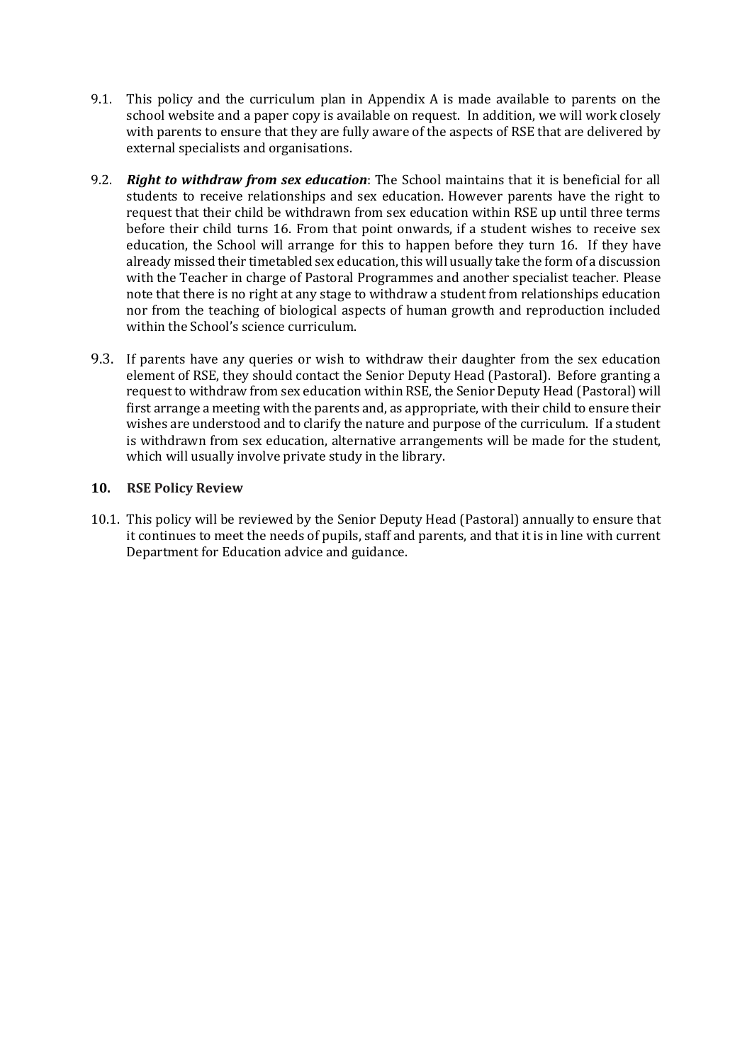9.1. This policy and the curriculum plan in Appendix A is made available to parents on the school website and a paper copy is available on request. In addition, we will work closely with parents to ensure that they are fully aware of the aspects of RSE that are delivered by external specialists and organisations.

9.2. ***Right to withdraw from sex education***: The School maintains that it is beneficial for all students to receive relationships and sex education. However parents have the right to request that their child be withdrawn from sex education within RSE up until three terms before their child turns 16. From that point onwards, if a student wishes to receive sex education, the School will arrange for this to happen before they turn 16. If they have already missed their timetabled sex education, this will usually take the form of a discussion with the Teacher in charge of Pastoral Programmes and another specialist teacher. Please note that there is no right at any stage to withdraw a student from relationships education nor from the teaching of biological aspects of human growth and reproduction included within the School's science curriculum.

9.3. If parents have any queries or wish to withdraw their daughter from the sex education element of RSE, they should contact the Senior Deputy Head (Pastoral). Before granting a request to withdraw from sex education within RSE, the Senior Deputy Head (Pastoral) will first arrange a meeting with the parents and, as appropriate, with their child to ensure their wishes are understood and to clarify the nature and purpose of the curriculum. If a student is withdrawn from sex education, alternative arrangements will be made for the student, which will usually involve private study in the library.

## 10. RSE Policy Review

10.1. This policy will be reviewed by the Senior Deputy Head (Pastoral) annually to ensure that it continues to meet the needs of pupils, staff and parents, and that it is in line with current Department for Education advice and guidance.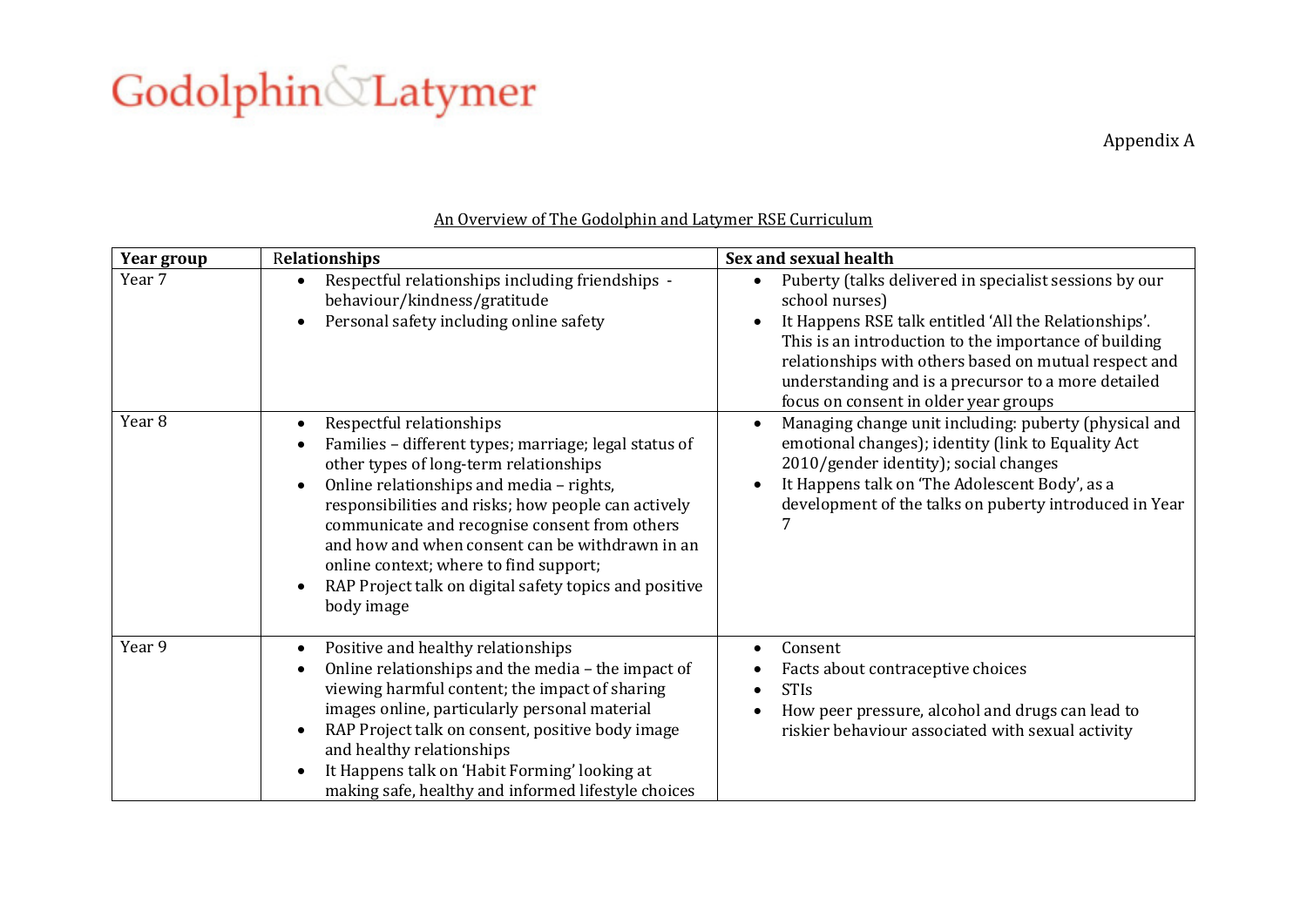Godolphin & Latymer

Appendix A

An Overview of The Godolphin and Latymer RSE Curriculum

| Year group | Relationships | Sex and sexual health |
|---|---|---|
| Year 7 | • Respectful relationships including friendships - behaviour/kindness/gratitude<br>• Personal safety including online safety | • Puberty (talks delivered in specialist sessions by our school nurses)<br>• It Happens RSE talk entitled 'All the Relationships'. This is an introduction to the importance of building relationships with others based on mutual respect and understanding and is a precursor to a more detailed focus on consent in older year groups |
| Year 8 | • Respectful relationships<br>• Families – different types; marriage; legal status of other types of long-term relationships<br>• Online relationships and media – rights, responsibilities and risks; how people can actively communicate and recognise consent from others and how and when consent can be withdrawn in an online context; where to find support;<br>• RAP Project talk on digital safety topics and positive body image | • Managing change unit including: puberty (physical and emotional changes); identity (link to Equality Act 2010/gender identity); social changes<br>• It Happens talk on 'The Adolescent Body', as a development of the talks on puberty introduced in Year 7 |
| Year 9 | • Positive and healthy relationships<br>• Online relationships and the media – the impact of viewing harmful content; the impact of sharing images online, particularly personal material<br>• RAP Project talk on consent, positive body image and healthy relationships<br>• It Happens talk on 'Habit Forming' looking at making safe, healthy and informed lifestyle choices | • Consent<br>• Facts about contraceptive choices<br>• STIs<br>• How peer pressure, alcohol and drugs can lead to riskier behaviour associated with sexual activity |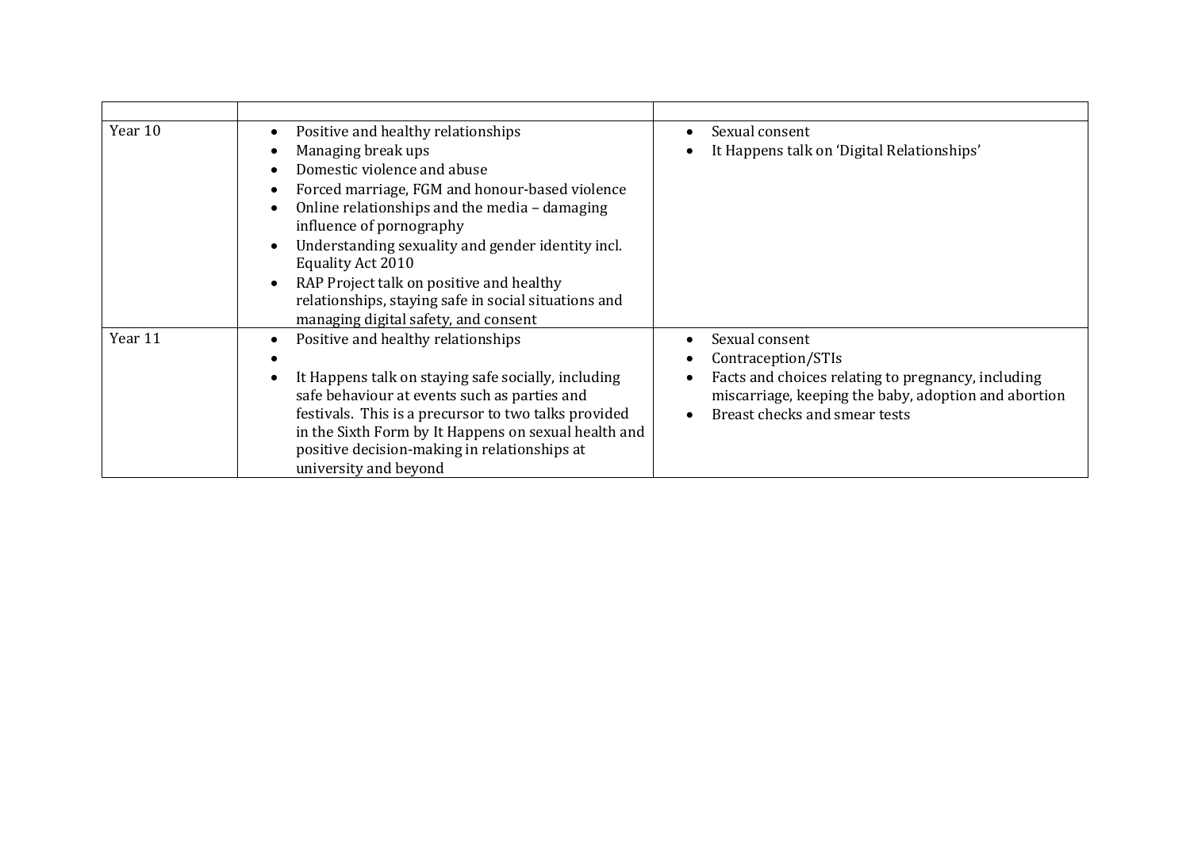| | | |
|---|---|---|
| Year 10 | • Positive and healthy relationships<br>• Managing break ups<br>• Domestic violence and abuse<br>• Forced marriage, FGM and honour-based violence<br>• Online relationships and the media – damaging influence of pornography<br>• Understanding sexuality and gender identity incl. Equality Act 2010<br>• RAP Project talk on positive and healthy relationships, staying safe in social situations and managing digital safety, and consent | • Sexual consent<br>• It Happens talk on 'Digital Relationships' |
| Year 11 | • Positive and healthy relationships<br>•<br>• It Happens talk on staying safe socially, including safe behaviour at events such as parties and festivals. This is a precursor to two talks provided in the Sixth Form by It Happens on sexual health and positive decision-making in relationships at university and beyond | • Sexual consent<br>• Contraception/STIs<br>• Facts and choices relating to pregnancy, including miscarriage, keeping the baby, adoption and abortion<br>• Breast checks and smear tests |